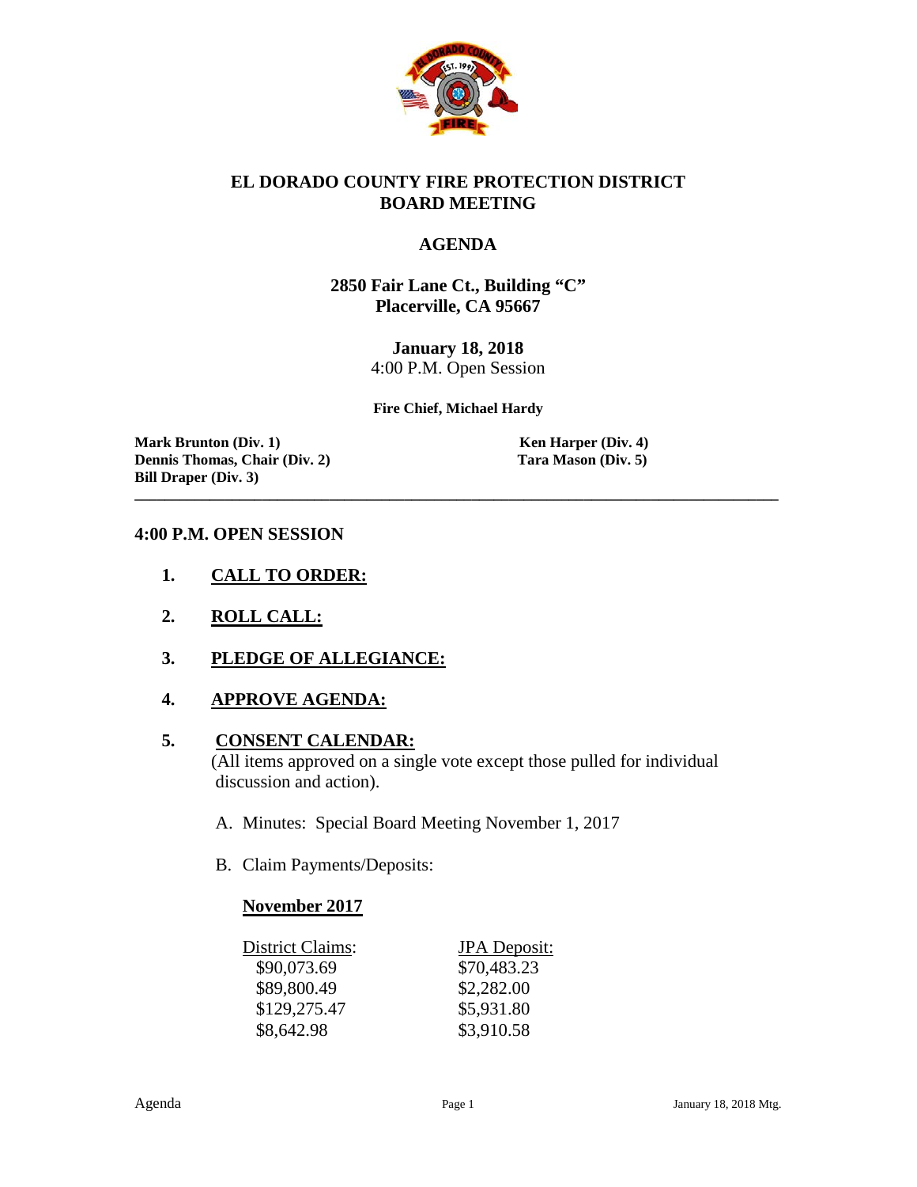# EL DORADO COUNTY FIRE PROTECTION DISTRICT BOARD MEETING

## AGENDA

**2850 Fair Lane Ct., Building "C"**
**Placerville, CA 95667**

**January 18, 2018**
4:00 P.M. Open Session

**Fire Chief, Michael Hardy**

**Mark Brunton (Div. 1)**
**Dennis Thomas, Chair (Div. 2)**
**Bill Draper (Div. 3)**
**Ken Harper (Div. 4)**
**Tara Mason (Div. 5)**

---

### 4:00 P.M. OPEN SESSION

1. **CALL TO ORDER:**

2. **ROLL CALL:**

3. **PLEDGE OF ALLEGIANCE:**

4. **APPROVE AGENDA:**

5. **CONSENT CALENDAR:**
   (All items approved on a single vote except those pulled for individual discussion and action).

   A. Minutes: Special Board Meeting November 1, 2017

   B. Claim Payments/Deposits:

   **November 2017**

| District Claims: | JPA Deposit: |
|---|---|
| $90,073.69 | $70,483.23 |
| $89,800.49 | $2,282.00 |
| $129,275.47 | $5,931.80 |
| $8,642.98 | $3,910.58 |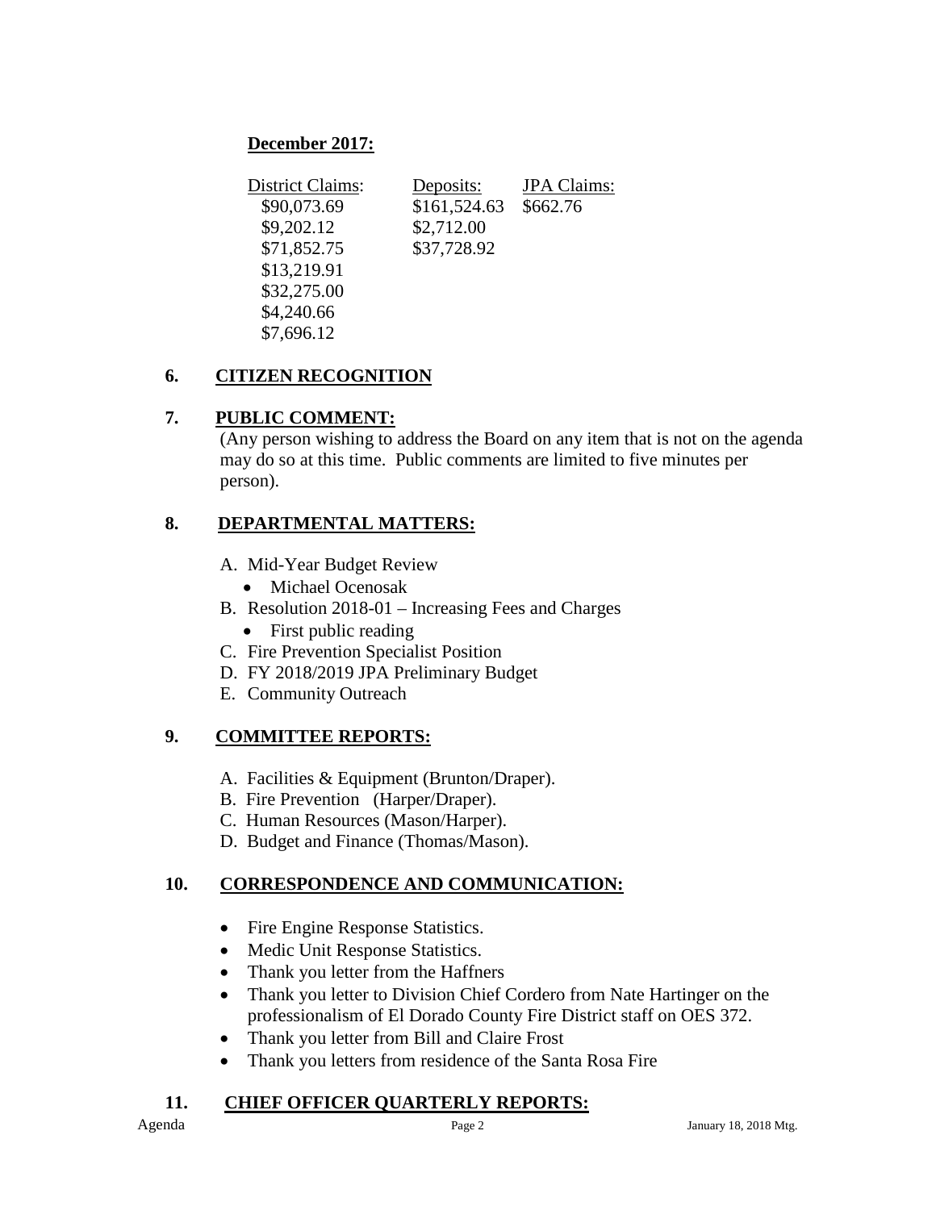**December 2017:**

| District Claims: | Deposits: | JPA Claims: |
|---|---|---|
| $90,073.69 | $161,524.63 | $662.76 |
| $9,202.12 | $2,712.00 | |
| $71,852.75 | $37,728.92 | |
| $13,219.91 | | |
| $32,275.00 | | |
| $4,240.66 | | |
| $7,696.12 | | |

## 6. CITIZEN RECOGNITION

## 7. PUBLIC COMMENT:

(Any person wishing to address the Board on any item that is not on the agenda may do so at this time. Public comments are limited to five minutes per person).

## 8. DEPARTMENTAL MATTERS:

A. Mid-Year Budget Review
- Michael Ocenosak

B. Resolution 2018-01 – Increasing Fees and Charges
- First public reading

C. Fire Prevention Specialist Position

D. FY 2018/2019 JPA Preliminary Budget

E. Community Outreach

## 9. COMMITTEE REPORTS:

A. Facilities & Equipment (Brunton/Draper).

B. Fire Prevention (Harper/Draper).

C. Human Resources (Mason/Harper).

D. Budget and Finance (Thomas/Mason).

## 10. CORRESPONDENCE AND COMMUNICATION:

- Fire Engine Response Statistics.
- Medic Unit Response Statistics.
- Thank you letter from the Haffners
- Thank you letter to Division Chief Cordero from Nate Hartinger on the professionalism of El Dorado County Fire District staff on OES 372.
- Thank you letter from Bill and Claire Frost
- Thank you letters from residence of the Santa Rosa Fire

## 11. CHIEF OFFICER QUARTERLY REPORTS: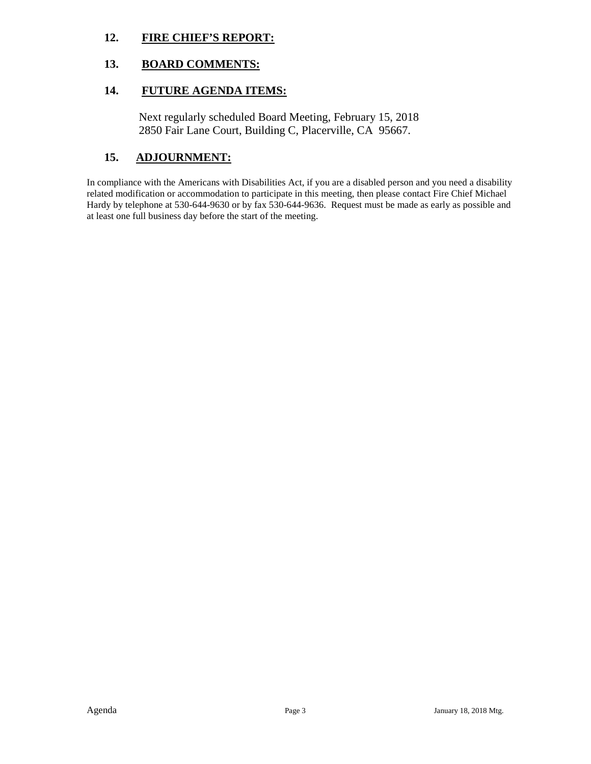**12. FIRE CHIEF'S REPORT:**

**13. BOARD COMMENTS:**

**14. FUTURE AGENDA ITEMS:**

Next regularly scheduled Board Meeting, February 15, 2018
2850 Fair Lane Court, Building C, Placerville, CA 95667.

**15. ADJOURNMENT:**

In compliance with the Americans with Disabilities Act, if you are a disabled person and you need a disability related modification or accommodation to participate in this meeting, then please contact Fire Chief Michael Hardy by telephone at 530-644-9630 or by fax 530-644-9636. Request must be made as early as possible and at least one full business day before the start of the meeting.